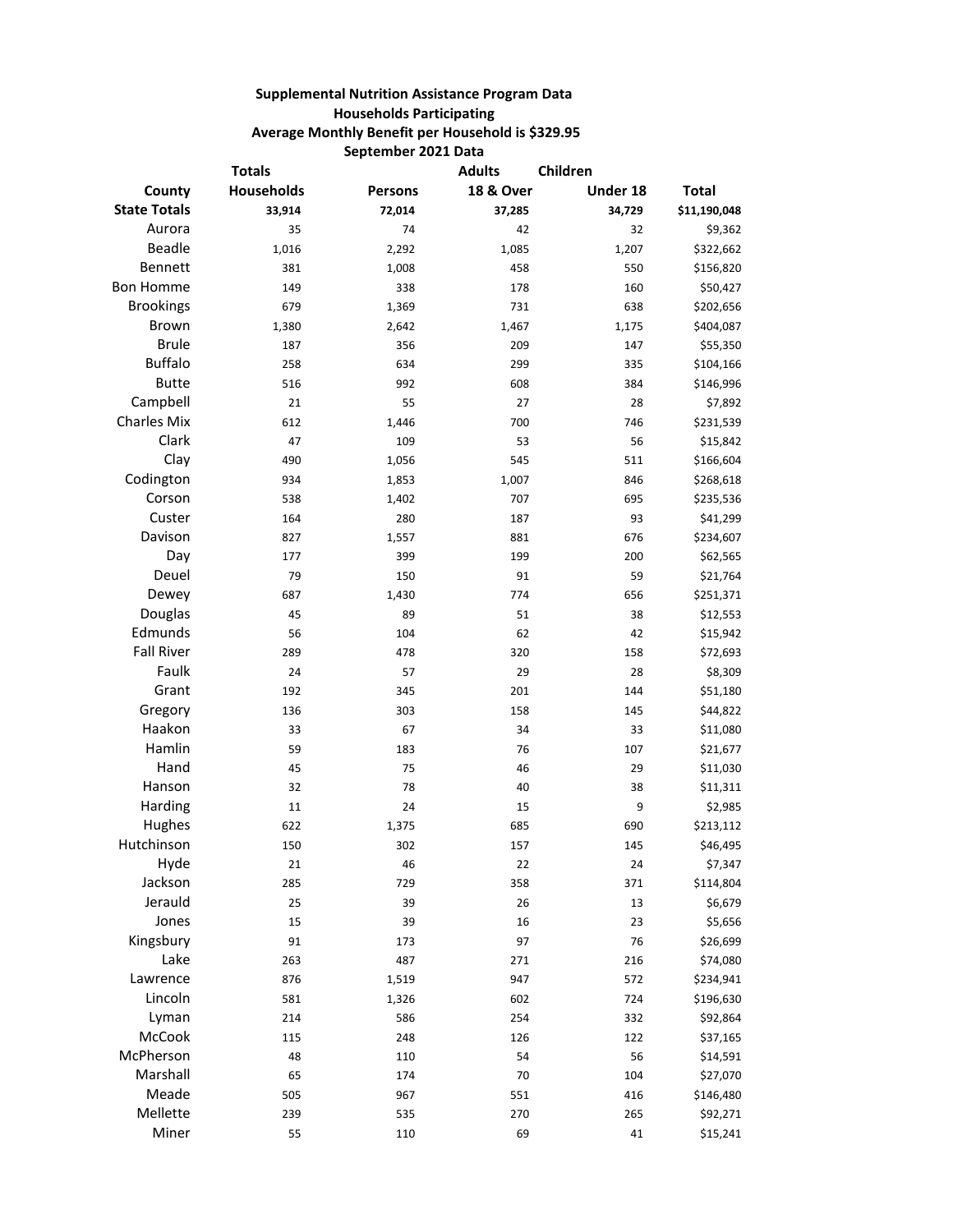**Supplemental Nutrition Assistance Program Data**

**Households Participating**

**Average Monthly Benefit per Household is $329.95**

**September 2021 Data**

| County | Totals Households | Persons | Adults 18 & Over | Children Under 18 | Total |
|---|---|---|---|---|---|
| **State Totals** | **33,914** | **72,014** | **37,285** | **34,729** | **$11,190,048** |
| Aurora | 35 | 74 | 42 | 32 | $9,362 |
| Beadle | 1,016 | 2,292 | 1,085 | 1,207 | $322,662 |
| Bennett | 381 | 1,008 | 458 | 550 | $156,820 |
| Bon Homme | 149 | 338 | 178 | 160 | $50,427 |
| Brookings | 679 | 1,369 | 731 | 638 | $202,656 |
| Brown | 1,380 | 2,642 | 1,467 | 1,175 | $404,087 |
| Brule | 187 | 356 | 209 | 147 | $55,350 |
| Buffalo | 258 | 634 | 299 | 335 | $104,166 |
| Butte | 516 | 992 | 608 | 384 | $146,996 |
| Campbell | 21 | 55 | 27 | 28 | $7,892 |
| Charles Mix | 612 | 1,446 | 700 | 746 | $231,539 |
| Clark | 47 | 109 | 53 | 56 | $15,842 |
| Clay | 490 | 1,056 | 545 | 511 | $166,604 |
| Codington | 934 | 1,853 | 1,007 | 846 | $268,618 |
| Corson | 538 | 1,402 | 707 | 695 | $235,536 |
| Custer | 164 | 280 | 187 | 93 | $41,299 |
| Davison | 827 | 1,557 | 881 | 676 | $234,607 |
| Day | 177 | 399 | 199 | 200 | $62,565 |
| Deuel | 79 | 150 | 91 | 59 | $21,764 |
| Dewey | 687 | 1,430 | 774 | 656 | $251,371 |
| Douglas | 45 | 89 | 51 | 38 | $12,553 |
| Edmunds | 56 | 104 | 62 | 42 | $15,942 |
| Fall River | 289 | 478 | 320 | 158 | $72,693 |
| Faulk | 24 | 57 | 29 | 28 | $8,309 |
| Grant | 192 | 345 | 201 | 144 | $51,180 |
| Gregory | 136 | 303 | 158 | 145 | $44,822 |
| Haakon | 33 | 67 | 34 | 33 | $11,080 |
| Hamlin | 59 | 183 | 76 | 107 | $21,677 |
| Hand | 45 | 75 | 46 | 29 | $11,030 |
| Hanson | 32 | 78 | 40 | 38 | $11,311 |
| Harding | 11 | 24 | 15 | 9 | $2,985 |
| Hughes | 622 | 1,375 | 685 | 690 | $213,112 |
| Hutchinson | 150 | 302 | 157 | 145 | $46,495 |
| Hyde | 21 | 46 | 22 | 24 | $7,347 |
| Jackson | 285 | 729 | 358 | 371 | $114,804 |
| Jerauld | 25 | 39 | 26 | 13 | $6,679 |
| Jones | 15 | 39 | 16 | 23 | $5,656 |
| Kingsbury | 91 | 173 | 97 | 76 | $26,699 |
| Lake | 263 | 487 | 271 | 216 | $74,080 |
| Lawrence | 876 | 1,519 | 947 | 572 | $234,941 |
| Lincoln | 581 | 1,326 | 602 | 724 | $196,630 |
| Lyman | 214 | 586 | 254 | 332 | $92,864 |
| McCook | 115 | 248 | 126 | 122 | $37,165 |
| McPherson | 48 | 110 | 54 | 56 | $14,591 |
| Marshall | 65 | 174 | 70 | 104 | $27,070 |
| Meade | 505 | 967 | 551 | 416 | $146,480 |
| Mellette | 239 | 535 | 270 | 265 | $92,271 |
| Miner | 55 | 110 | 69 | 41 | $15,241 |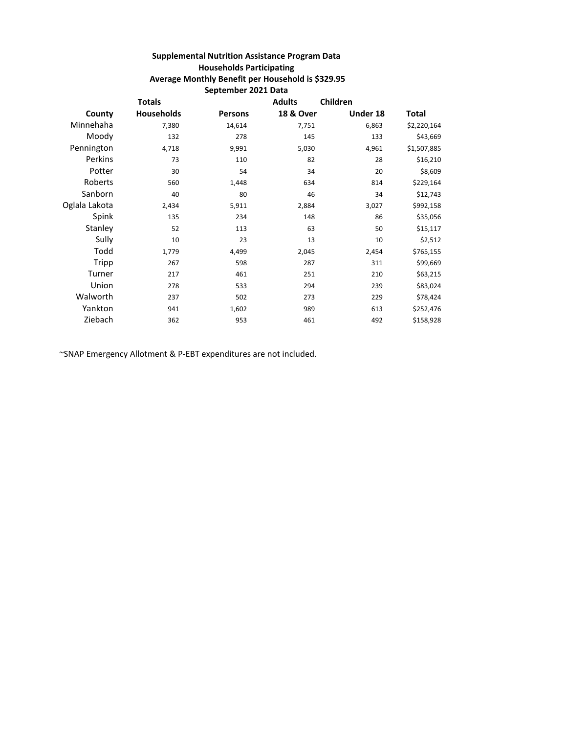**Supplemental Nutrition Assistance Program Data**
**Households Participating**
**Average Monthly Benefit per Household is $329.95**
**September 2021 Data**

| County | Totals Households | Persons | Adults 18 & Over | Children Under 18 | Total |
|---|---|---|---|---|---|
| Minnehaha | 7,380 | 14,614 | 7,751 | 6,863 | $2,220,164 |
| Moody | 132 | 278 | 145 | 133 | $43,669 |
| Pennington | 4,718 | 9,991 | 5,030 | 4,961 | $1,507,885 |
| Perkins | 73 | 110 | 82 | 28 | $16,210 |
| Potter | 30 | 54 | 34 | 20 | $8,609 |
| Roberts | 560 | 1,448 | 634 | 814 | $229,164 |
| Sanborn | 40 | 80 | 46 | 34 | $12,743 |
| Oglala Lakota | 2,434 | 5,911 | 2,884 | 3,027 | $992,158 |
| Spink | 135 | 234 | 148 | 86 | $35,056 |
| Stanley | 52 | 113 | 63 | 50 | $15,117 |
| Sully | 10 | 23 | 13 | 10 | $2,512 |
| Todd | 1,779 | 4,499 | 2,045 | 2,454 | $765,155 |
| Tripp | 267 | 598 | 287 | 311 | $99,669 |
| Turner | 217 | 461 | 251 | 210 | $63,215 |
| Union | 278 | 533 | 294 | 239 | $83,024 |
| Walworth | 237 | 502 | 273 | 229 | $78,424 |
| Yankton | 941 | 1,602 | 989 | 613 | $252,476 |
| Ziebach | 362 | 953 | 461 | 492 | $158,928 |

~SNAP Emergency Allotment & P-EBT expenditures are not included.